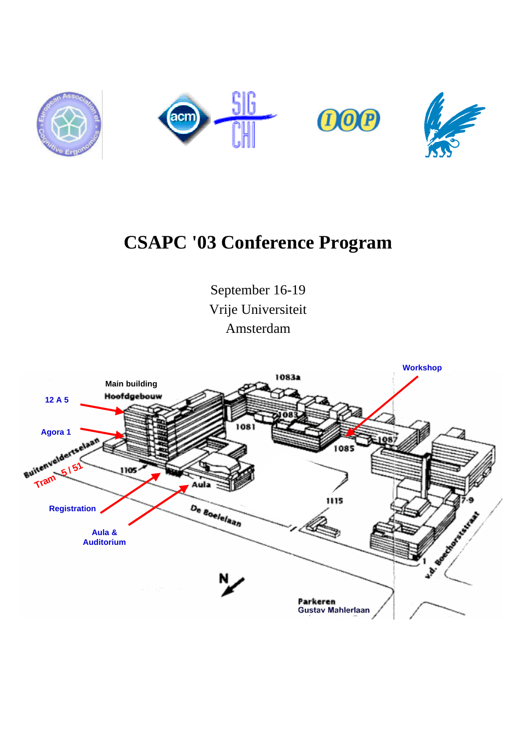# CSAPC '03 Conference Program

September 16-19
Vrije Universiteit
Amsterdam

Main building
Hoofdgebouw
12 A 5
Agora 1
Buitenveldertselaan
Tram 5 / 51
1105
Registration
Aula & Auditorium
Aula
De Boelelaan
1083a
1083
1081
1085
1087
Workshop
1115
7-9
v.d. Boechorststraat
1
N
Parkeren
Gustav Mahlerlaan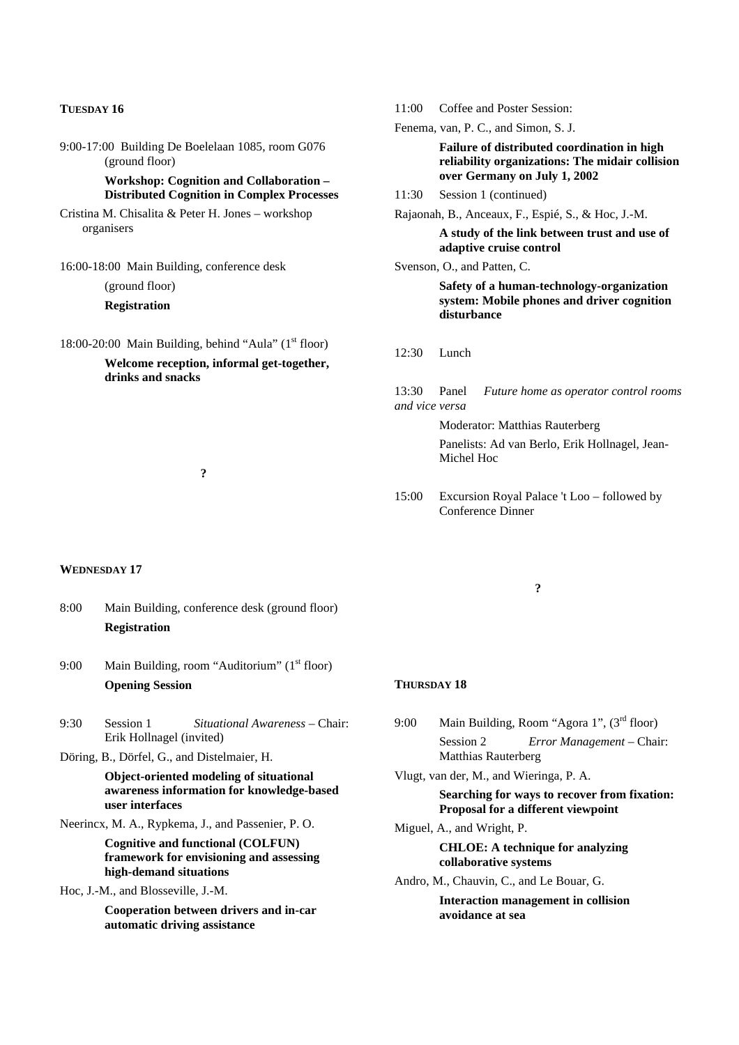**TUESDAY 16**

9:00-17:00 Building De Boelelaan 1085, room G076 (ground floor)

**Workshop: Cognition and Collaboration – Distributed Cognition in Complex Processes**

Cristina M. Chisalita & Peter H. Jones – workshop organisers

16:00-18:00 Main Building, conference desk

(ground floor)

**Registration**

18:00-20:00 Main Building, behind "Aula" (1st floor)

**Welcome reception, informal get-together, drinks and snacks**

?

**WEDNESDAY 17**

8:00 Main Building, conference desk (ground floor)

**Registration**

9:00 Main Building, room "Auditorium" (1st floor)

**Opening Session**

9:30 Session 1 *Situational Awareness* – Chair: Erik Hollnagel (invited)

Döring, B., Dörfel, G., and Distelmaier, H.

**Object-oriented modeling of situational awareness information for knowledge-based user interfaces**

Neerincx, M. A., Rypkema, J., and Passenier, P. O.

**Cognitive and functional (COLFUN) framework for envisioning and assessing high-demand situations**

Hoc, J.-M., and Blosseville, J.-M.

**Cooperation between drivers and in-car automatic driving assistance**

11:00 Coffee and Poster Session:

Fenema, van, P. C., and Simon, S. J.

**Failure of distributed coordination in high reliability organizations: The midair collision over Germany on July 1, 2002**

11:30 Session 1 (continued)

Rajaonah, B., Anceaux, F., Espié, S., & Hoc, J.-M.

**A study of the link between trust and use of adaptive cruise control**

Svenson, O., and Patten, C.

**Safety of a human-technology-organization system: Mobile phones and driver cognition disturbance**

12:30 Lunch

13:30 Panel *Future home as operator control rooms and vice versa*

Moderator: Matthias Rauterberg

Panelists: Ad van Berlo, Erik Hollnagel, Jean-Michel Hoc

15:00 Excursion Royal Palace 't Loo – followed by Conference Dinner

?

**THURSDAY 18**

9:00 Main Building, Room "Agora 1", (3rd floor)

Session 2 *Error Management* – Chair: Matthias Rauterberg

Vlugt, van der, M., and Wieringa, P. A.

**Searching for ways to recover from fixation: Proposal for a different viewpoint**

Miguel, A., and Wright, P.

**CHLOE: A technique for analyzing collaborative systems**

Andro, M., Chauvin, C., and Le Bouar, G.

**Interaction management in collision avoidance at sea**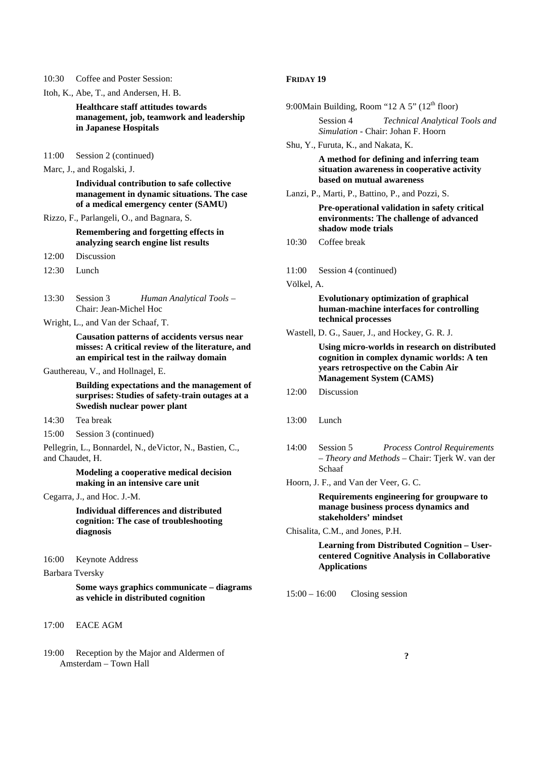10:30 Coffee and Poster Session:

Itoh, K., Abe, T., and Andersen, H. B.

**Healthcare staff attitudes towards management, job, teamwork and leadership in Japanese Hospitals**

11:00 Session 2 (continued)

Marc, J., and Rogalski, J.

**Individual contribution to safe collective management in dynamic situations. The case of a medical emergency center (SAMU)**

Rizzo, F., Parlangeli, O., and Bagnara, S.

**Remembering and forgetting effects in analyzing search engine list results**

12:00 Discussion

12:30 Lunch

13:30 Session 3 *Human Analytical Tools* – Chair: Jean-Michel Hoc

Wright, L., and Van der Schaaf, T.

**Causation patterns of accidents versus near misses: A critical review of the literature, and an empirical test in the railway domain**

Gauthereau, V., and Hollnagel, E.

**Building expectations and the management of surprises: Studies of safety-train outages at a Swedish nuclear power plant**

14:30 Tea break

15:00 Session 3 (continued)

Pellegrin, L., Bonnardel, N., deVictor, N., Bastien, C., and Chaudet, H.

**Modeling a cooperative medical decision making in an intensive care unit**

Cegarra, J., and Hoc. J.-M.

**Individual differences and distributed cognition: The case of troubleshooting diagnosis**

16:00 Keynote Address

Barbara Tversky

**Some ways graphics communicate – diagrams as vehicle in distributed cognition**

17:00 EACE AGM

19:00 Reception by the Major and Aldermen of Amsterdam – Town Hall

## FRIDAY 19

9:00 Main Building, Room "12 A 5" (12th floor)

Session 4 *Technical Analytical Tools and Simulation* - Chair: Johan F. Hoorn

Shu, Y., Furuta, K., and Nakata, K.

**A method for defining and inferring team situation awareness in cooperative activity based on mutual awareness**

Lanzi, P., Marti, P., Battino, P., and Pozzi, S.

**Pre-operational validation in safety critical environments: The challenge of advanced shadow mode trials**

10:30 Coffee break

11:00 Session 4 (continued)

Völkel, A.

**Evolutionary optimization of graphical human-machine interfaces for controlling technical processes**

Wastell, D. G., Sauer, J., and Hockey, G. R. J.

**Using micro-worlds in research on distributed cognition in complex dynamic worlds: A ten years retrospective on the Cabin Air Management System (CAMS)**

12:00 Discussion

13:00 Lunch

14:00 Session 5 *Process Control Requirements – Theory and Methods* – Chair: Tjerk W. van der Schaaf

Hoorn, J. F., and Van der Veer, G. C.

**Requirements engineering for groupware to manage business process dynamics and stakeholders' mindset**

Chisalita, C.M., and Jones, P.H.

**Learning from Distributed Cognition – User-centered Cognitive Analysis in Collaborative Applications**

15:00 – 16:00 Closing session

**?**